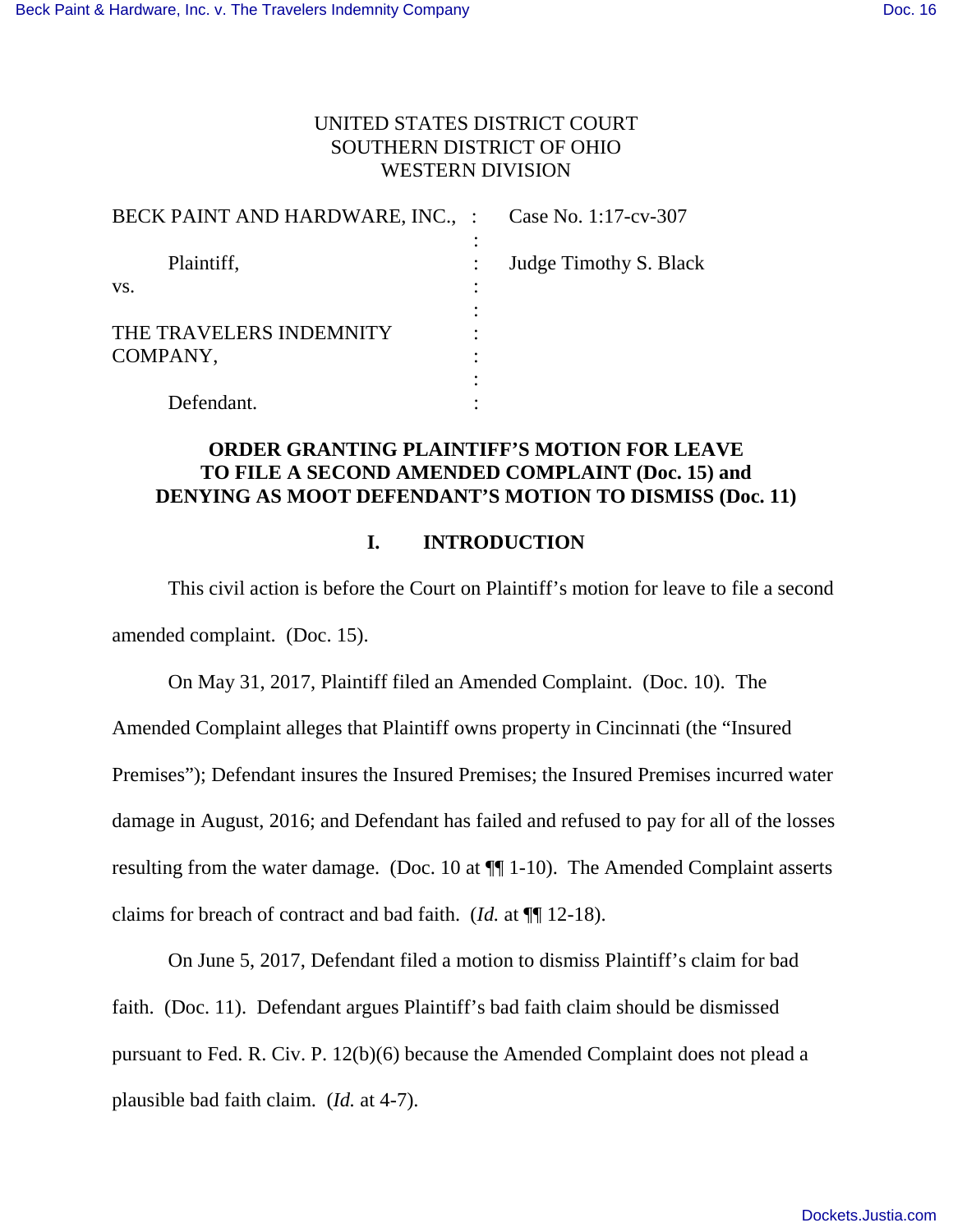UNITED STATES DISTRICT COURT
SOUTHERN DISTRICT OF OHIO
WESTERN DIVISION

| | | |
|---|---|---|
| BECK PAINT AND HARDWARE, INC., | : | Case No. 1:17-cv-307 |
| Plaintiff, | : | Judge Timothy S. Black |
| vs. | : | |
| THE TRAVELERS INDEMNITY COMPANY, | : | |
| Defendant. | : | |

**ORDER GRANTING PLAINTIFF'S MOTION FOR LEAVE TO FILE A SECOND AMENDED COMPLAINT (Doc. 15) and DENYING AS MOOT DEFENDANT'S MOTION TO DISMISS (Doc. 11)**

## I. INTRODUCTION

This civil action is before the Court on Plaintiff's motion for leave to file a second amended complaint. (Doc. 15).

On May 31, 2017, Plaintiff filed an Amended Complaint. (Doc. 10). The Amended Complaint alleges that Plaintiff owns property in Cincinnati (the "Insured Premises"); Defendant insures the Insured Premises; the Insured Premises incurred water damage in August, 2016; and Defendant has failed and refused to pay for all of the losses resulting from the water damage. (Doc. 10 at ¶¶ 1-10). The Amended Complaint asserts claims for breach of contract and bad faith. (*Id.* at ¶¶ 12-18).

On June 5, 2017, Defendant filed a motion to dismiss Plaintiff's claim for bad faith. (Doc. 11). Defendant argues Plaintiff's bad faith claim should be dismissed pursuant to Fed. R. Civ. P. 12(b)(6) because the Amended Complaint does not plead a plausible bad faith claim. (*Id.* at 4-7).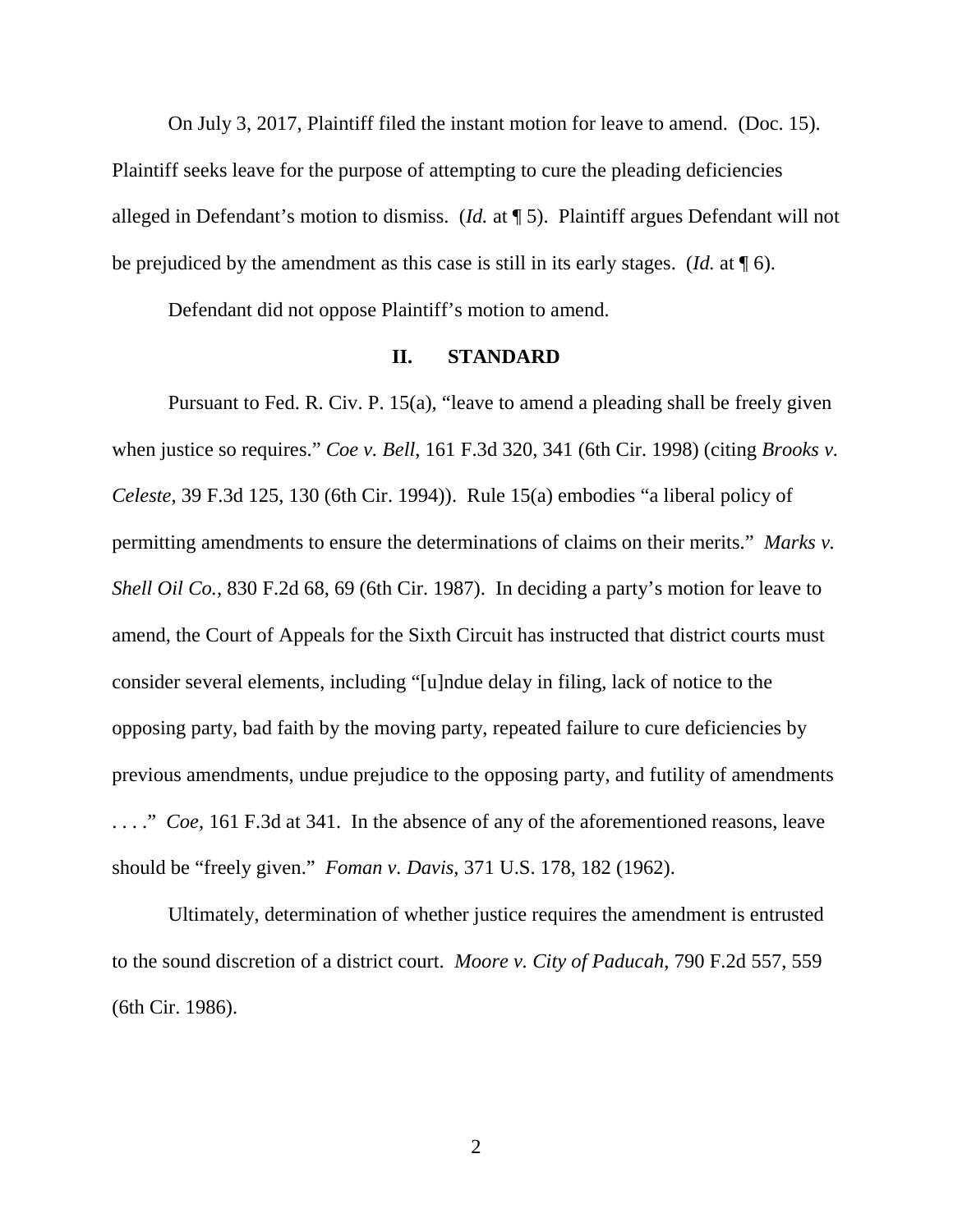On July 3, 2017, Plaintiff filed the instant motion for leave to amend. (Doc. 15). Plaintiff seeks leave for the purpose of attempting to cure the pleading deficiencies alleged in Defendant's motion to dismiss. (*Id.* at ¶ 5). Plaintiff argues Defendant will not be prejudiced by the amendment as this case is still in its early stages. (*Id.* at ¶ 6).

Defendant did not oppose Plaintiff's motion to amend.

## II. STANDARD

Pursuant to Fed. R. Civ. P. 15(a), "leave to amend a pleading shall be freely given when justice so requires." *Coe v. Bell*, 161 F.3d 320, 341 (6th Cir. 1998) (citing *Brooks v. Celeste*, 39 F.3d 125, 130 (6th Cir. 1994)). Rule 15(a) embodies "a liberal policy of permitting amendments to ensure the determinations of claims on their merits." *Marks v. Shell Oil Co.*, 830 F.2d 68, 69 (6th Cir. 1987). In deciding a party's motion for leave to amend, the Court of Appeals for the Sixth Circuit has instructed that district courts must consider several elements, including "[u]ndue delay in filing, lack of notice to the opposing party, bad faith by the moving party, repeated failure to cure deficiencies by previous amendments, undue prejudice to the opposing party, and futility of amendments . . . ." *Coe*, 161 F.3d at 341. In the absence of any of the aforementioned reasons, leave should be "freely given." *Foman v. Davis*, 371 U.S. 178, 182 (1962).

Ultimately, determination of whether justice requires the amendment is entrusted to the sound discretion of a district court. *Moore v. City of Paducah*, 790 F.2d 557, 559 (6th Cir. 1986).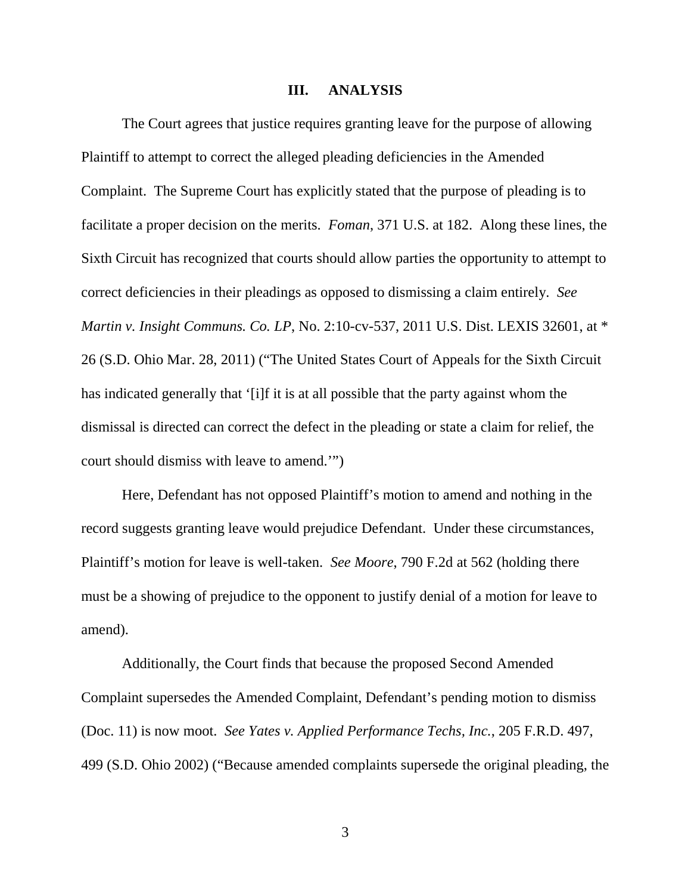## III. ANALYSIS

The Court agrees that justice requires granting leave for the purpose of allowing Plaintiff to attempt to correct the alleged pleading deficiencies in the Amended Complaint. The Supreme Court has explicitly stated that the purpose of pleading is to facilitate a proper decision on the merits. *Foman*, 371 U.S. at 182. Along these lines, the Sixth Circuit has recognized that courts should allow parties the opportunity to attempt to correct deficiencies in their pleadings as opposed to dismissing a claim entirely. *See Martin v. Insight Communs. Co. LP*, No. 2:10-cv-537, 2011 U.S. Dist. LEXIS 32601, at * 26 (S.D. Ohio Mar. 28, 2011) ("The United States Court of Appeals for the Sixth Circuit has indicated generally that '[i]f it is at all possible that the party against whom the dismissal is directed can correct the defect in the pleading or state a claim for relief, the court should dismiss with leave to amend.'")

Here, Defendant has not opposed Plaintiff's motion to amend and nothing in the record suggests granting leave would prejudice Defendant. Under these circumstances, Plaintiff's motion for leave is well-taken. *See Moore*, 790 F.2d at 562 (holding there must be a showing of prejudice to the opponent to justify denial of a motion for leave to amend).

Additionally, the Court finds that because the proposed Second Amended Complaint supersedes the Amended Complaint, Defendant's pending motion to dismiss (Doc. 11) is now moot. *See Yates v. Applied Performance Techs, Inc.*, 205 F.R.D. 497, 499 (S.D. Ohio 2002) ("Because amended complaints supersede the original pleading, the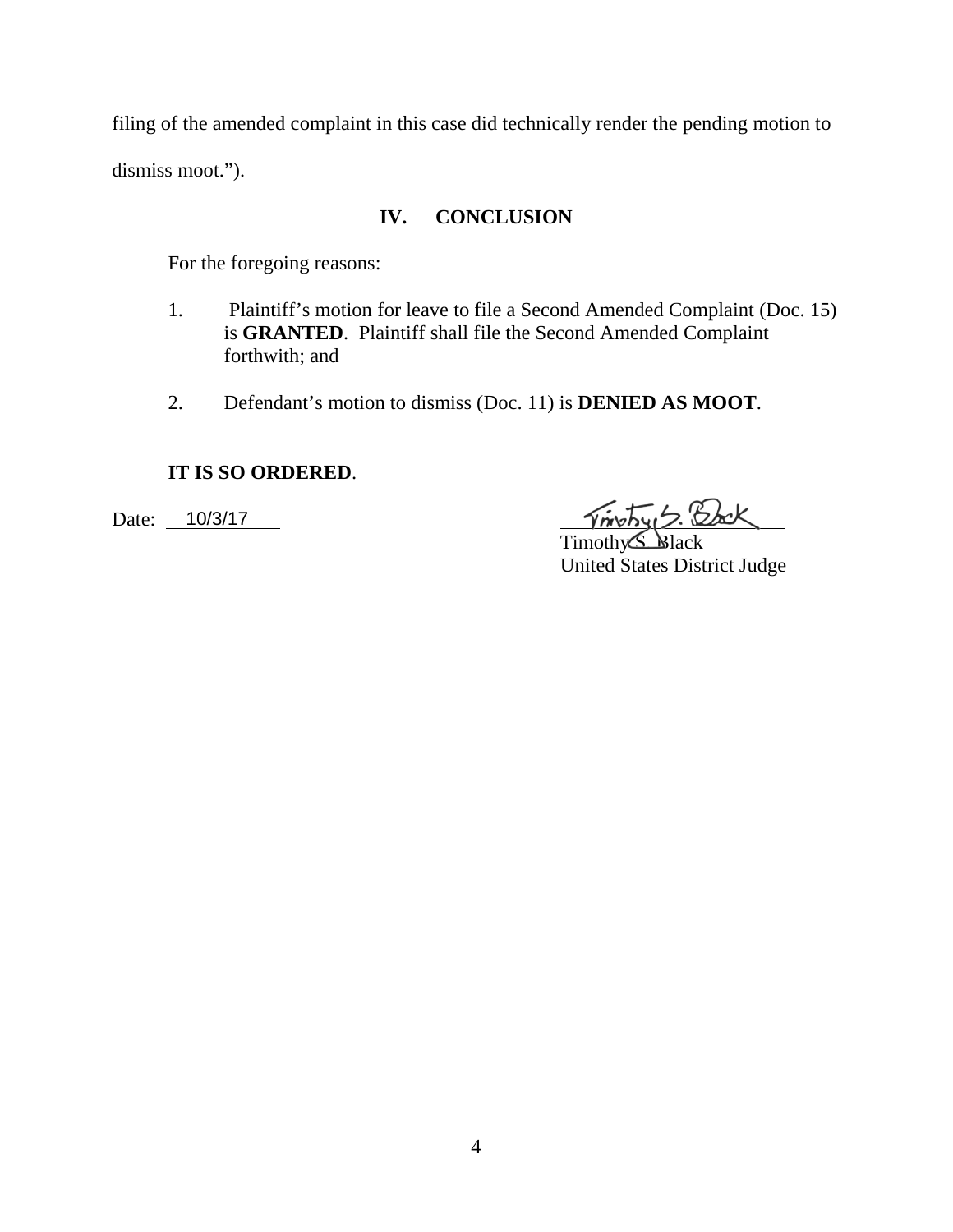filing of the amended complaint in this case did technically render the pending motion to dismiss moot.").

## IV. CONCLUSION

For the foregoing reasons:

1. Plaintiff's motion for leave to file a Second Amended Complaint (Doc. 15) is **GRANTED**. Plaintiff shall file the Second Amended Complaint forthwith; and

2. Defendant's motion to dismiss (Doc. 11) is **DENIED AS MOOT**.

**IT IS SO ORDERED**.

Date: 10/3/17

Timothy S. Black
United States District Judge